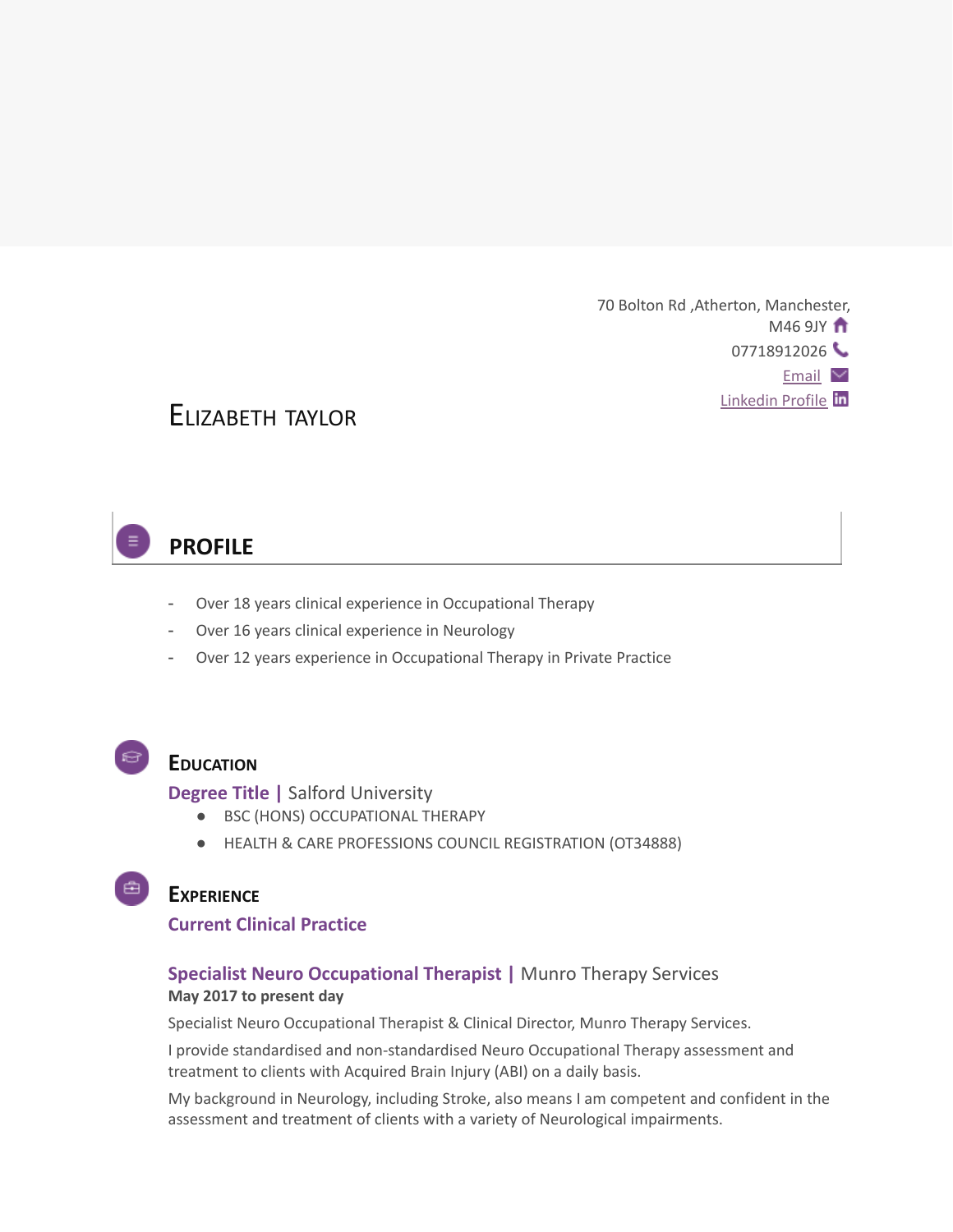70 Bolton Rd ,Atherton, Manchester, M46 9JY

07718912026

[Email]

[Linkedin Profile]

# Elizabeth Taylor

## PROFILE

- Over 18 years clinical experience in Occupational Therapy
- Over 16 years clinical experience in Neurology
- Over 12 years experience in Occupational Therapy in Private Practice

## Education

### Degree Title | Salford University

- BSC (HONS) OCCUPATIONAL THERAPY
- HEALTH & CARE PROFESSIONS COUNCIL REGISTRATION (OT34888)

## Experience

### Current Clinical Practice

### Specialist Neuro Occupational Therapist | Munro Therapy Services

**May 2017 to present day**

Specialist Neuro Occupational Therapist & Clinical Director, Munro Therapy Services.

I provide standardised and non-standardised Neuro Occupational Therapy assessment and treatment to clients with Acquired Brain Injury (ABI) on a daily basis.

My background in Neurology, including Stroke, also means I am competent and confident in the assessment and treatment of clients with a variety of Neurological impairments.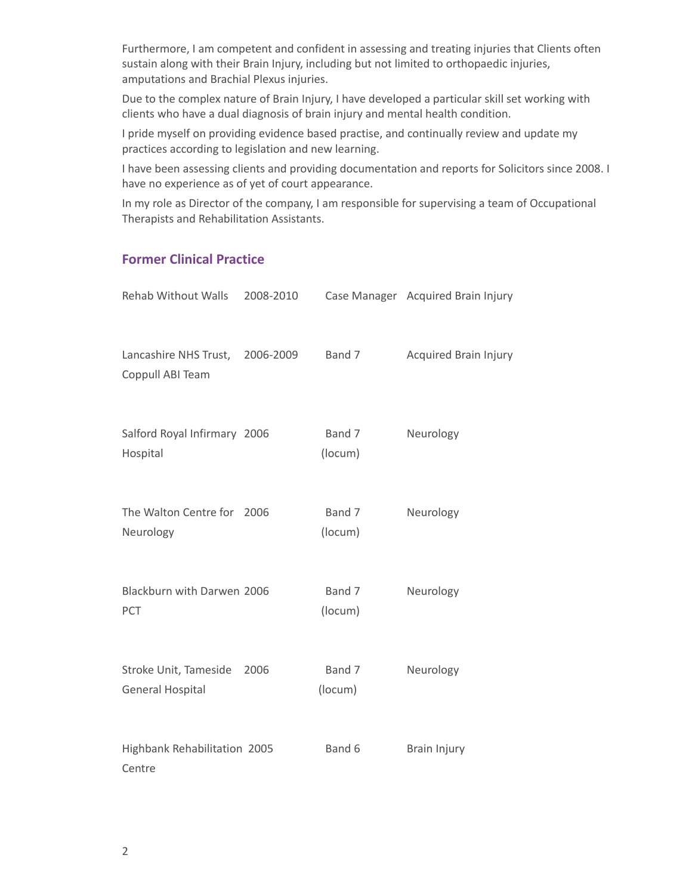Furthermore, I am competent and confident in assessing and treating injuries that Clients often sustain along with their Brain Injury, including but not limited to orthopaedic injuries, amputations and Brachial Plexus injuries.

Due to the complex nature of Brain Injury, I have developed a particular skill set working with clients who have a dual diagnosis of brain injury and mental health condition.

I pride myself on providing evidence based practise, and continually review and update my practices according to legislation and new learning.

I have been assessing clients and providing documentation and reports for Solicitors since 2008. I have no experience as of yet of court appearance.

In my role as Director of the company, I am responsible for supervising a team of Occupational Therapists and Rehabilitation Assistants.

## Former Clinical Practice

| | | | |
|---|---|---|---|
| Rehab Without Walls | 2008-2010 | Case Manager | Acquired Brain Injury |
| Lancashire NHS Trust, Coppull ABI Team | 2006-2009 | Band 7 | Acquired Brain Injury |
| Salford Royal Infirmary Hospital | 2006 | Band 7 (locum) | Neurology |
| The Walton Centre for Neurology | 2006 | Band 7 (locum) | Neurology |
| Blackburn with Darwen PCT | 2006 | Band 7 (locum) | Neurology |
| Stroke Unit, Tameside General Hospital | 2006 | Band 7 (locum) | Neurology |
| Highbank Rehabilitation Centre | 2005 | Band 6 | Brain Injury |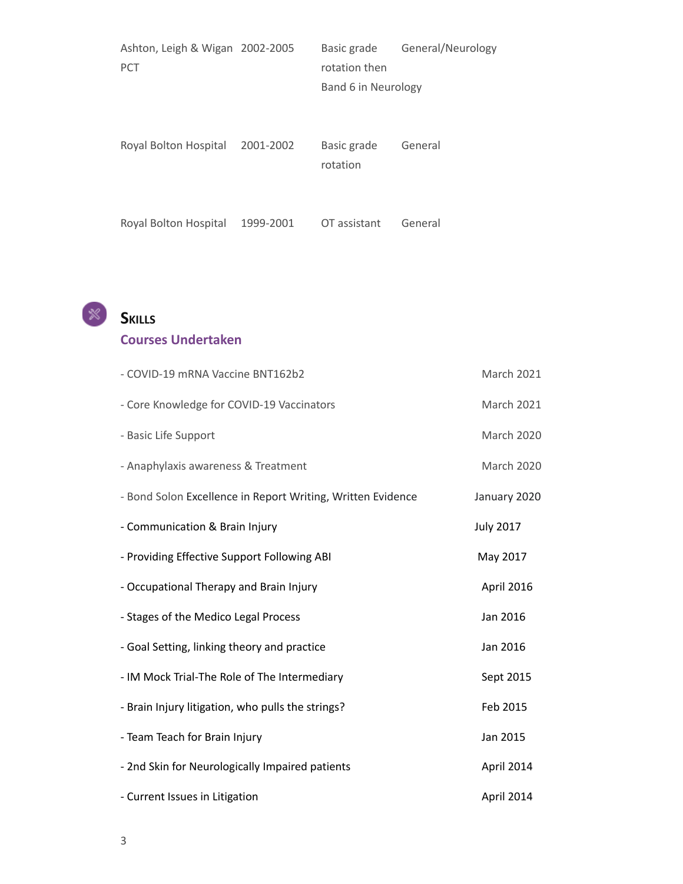| | | | |
|---|---|---|---|
| Ashton, Leigh & Wigan PCT | 2002-2005 | Basic grade rotation then Band 6 in Neurology | General/Neurology |
| Royal Bolton Hospital | 2001-2002 | Basic grade rotation | General |
| Royal Bolton Hospital | 1999-2001 | OT assistant | General |

## Skills

### Courses Undertaken

| | |
|---|---|
| - COVID-19 mRNA Vaccine BNT162b2 | March 2021 |
| - Core Knowledge for COVID-19 Vaccinators | March 2021 |
| - Basic Life Support | March 2020 |
| - Anaphylaxis awareness & Treatment | March 2020 |
| - Bond Solon Excellence in Report Writing, Written Evidence | January 2020 |
| - Communication & Brain Injury | July 2017 |
| - Providing Effective Support Following ABI | May 2017 |
| - Occupational Therapy and Brain Injury | April 2016 |
| - Stages of the Medico Legal Process | Jan 2016 |
| - Goal Setting, linking theory and practice | Jan 2016 |
| - IM Mock Trial-The Role of The Intermediary | Sept 2015 |
| - Brain Injury litigation, who pulls the strings? | Feb 2015 |
| - Team Teach for Brain Injury | Jan 2015 |
| - 2nd Skin for Neurologically Impaired patients | April 2014 |
| - Current Issues in Litigation | April 2014 |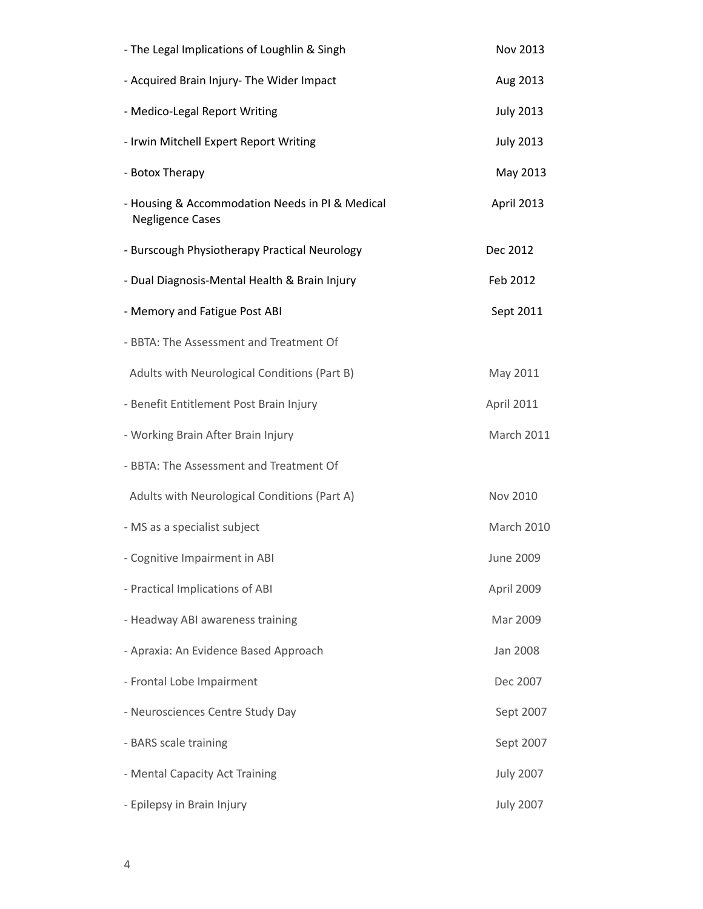| | |
|---|---|
| - The Legal Implications of Loughlin & Singh | Nov 2013 |
| - Acquired Brain Injury- The Wider Impact | Aug 2013 |
| - Medico-Legal Report Writing | July 2013 |
| - Irwin Mitchell Expert Report Writing | July 2013 |
| - Botox Therapy | May 2013 |
| - Housing & Accommodation Needs in PI & Medical Negligence Cases | April 2013 |
| - Burscough Physiotherapy Practical Neurology | Dec 2012 |
| - Dual Diagnosis-Mental Health & Brain Injury | Feb 2012 |
| - Memory and Fatigue Post ABI | Sept 2011 |
| - BBTA: The Assessment and Treatment Of Adults with Neurological Conditions (Part B) | May 2011 |
| - Benefit Entitlement Post Brain Injury | April 2011 |
| - Working Brain After Brain Injury | March 2011 |
| - BBTA: The Assessment and Treatment Of Adults with Neurological Conditions (Part A) | Nov 2010 |
| - MS as a specialist subject | March 2010 |
| - Cognitive Impairment in ABI | June 2009 |
| - Practical Implications of ABI | April 2009 |
| - Headway ABI awareness training | Mar 2009 |
| - Apraxia: An Evidence Based Approach | Jan 2008 |
| - Frontal Lobe Impairment | Dec 2007 |
| - Neurosciences Centre Study Day | Sept 2007 |
| - BARS scale training | Sept 2007 |
| - Mental Capacity Act Training | July 2007 |
| - Epilepsy in Brain Injury | July 2007 |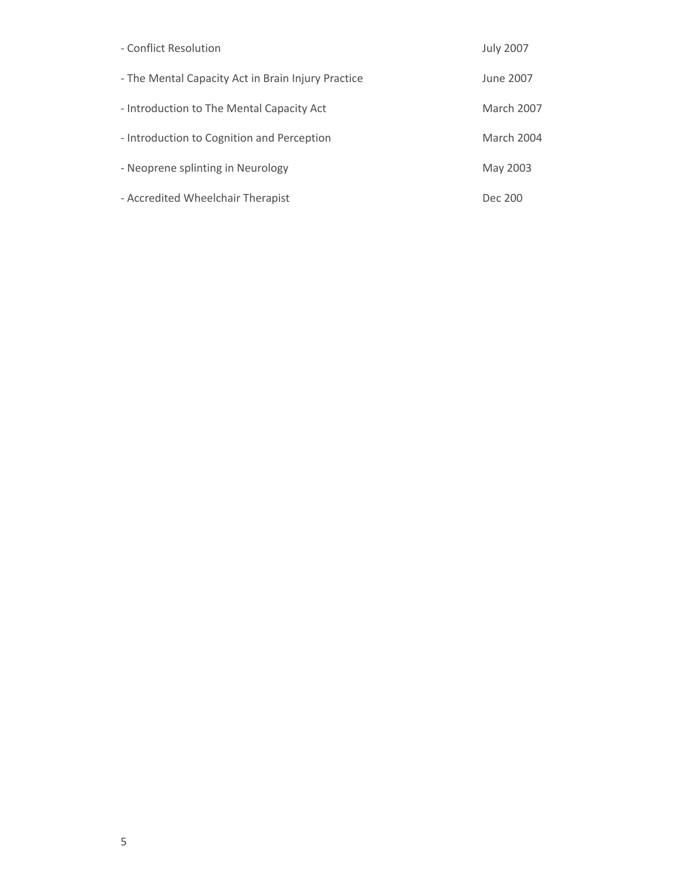| | |
|---|---|
| - Conflict Resolution | July 2007 |
| - The Mental Capacity Act in Brain Injury Practice | June 2007 |
| - Introduction to The Mental Capacity Act | March 2007 |
| - Introduction to Cognition and Perception | March 2004 |
| - Neoprene splinting in Neurology | May 2003 |
| - Accredited Wheelchair Therapist | Dec 200 |